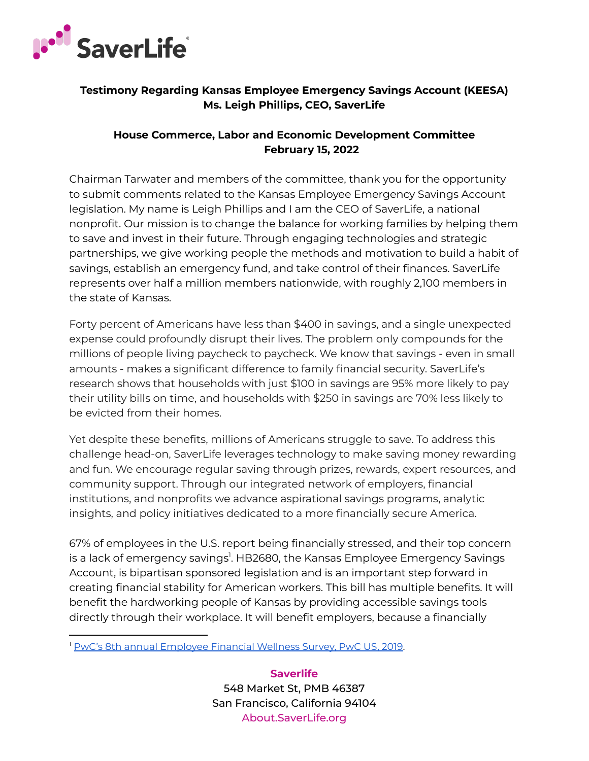SaverLife

**Testimony Regarding Kansas Employee Emergency Savings Account (KEESA)**
**Ms. Leigh Phillips, CEO, SaverLife**

**House Commerce, Labor and Economic Development Committee**
**February 15, 2022**

Chairman Tarwater and members of the committee, thank you for the opportunity to submit comments related to the Kansas Employee Emergency Savings Account legislation. My name is Leigh Phillips and I am the CEO of SaverLife, a national nonprofit. Our mission is to change the balance for working families by helping them to save and invest in their future. Through engaging technologies and strategic partnerships, we give working people the methods and motivation to build a habit of savings, establish an emergency fund, and take control of their finances. SaverLife represents over half a million members nationwide, with roughly 2,100 members in the state of Kansas.

Forty percent of Americans have less than $400 in savings, and a single unexpected expense could profoundly disrupt their lives. The problem only compounds for the millions of people living paycheck to paycheck. We know that savings - even in small amounts - makes a significant difference to family financial security. SaverLife's research shows that households with just $100 in savings are 95% more likely to pay their utility bills on time, and households with $250 in savings are 70% less likely to be evicted from their homes.

Yet despite these benefits, millions of Americans struggle to save. To address this challenge head-on, SaverLife leverages technology to make saving money rewarding and fun. We encourage regular saving through prizes, rewards, expert resources, and community support. Through our integrated network of employers, financial institutions, and nonprofits we advance aspirational savings programs, analytic insights, and policy initiatives dedicated to a more financially secure America.

67% of employees in the U.S. report being financially stressed, and their top concern is a lack of emergency savings[1]. HB2680, the Kansas Employee Emergency Savings Account, is bipartisan sponsored legislation and is an important step forward in creating financial stability for American workers. This bill has multiple benefits. It will benefit the hardworking people of Kansas by providing accessible savings tools directly through their workplace. It will benefit employers, because a financially

[1] PwC's 8th annual Employee Financial Wellness Survey, PwC US, 2019.

**Saverlife**
548 Market St, PMB 46387
San Francisco, California 94104
About.SaverLife.org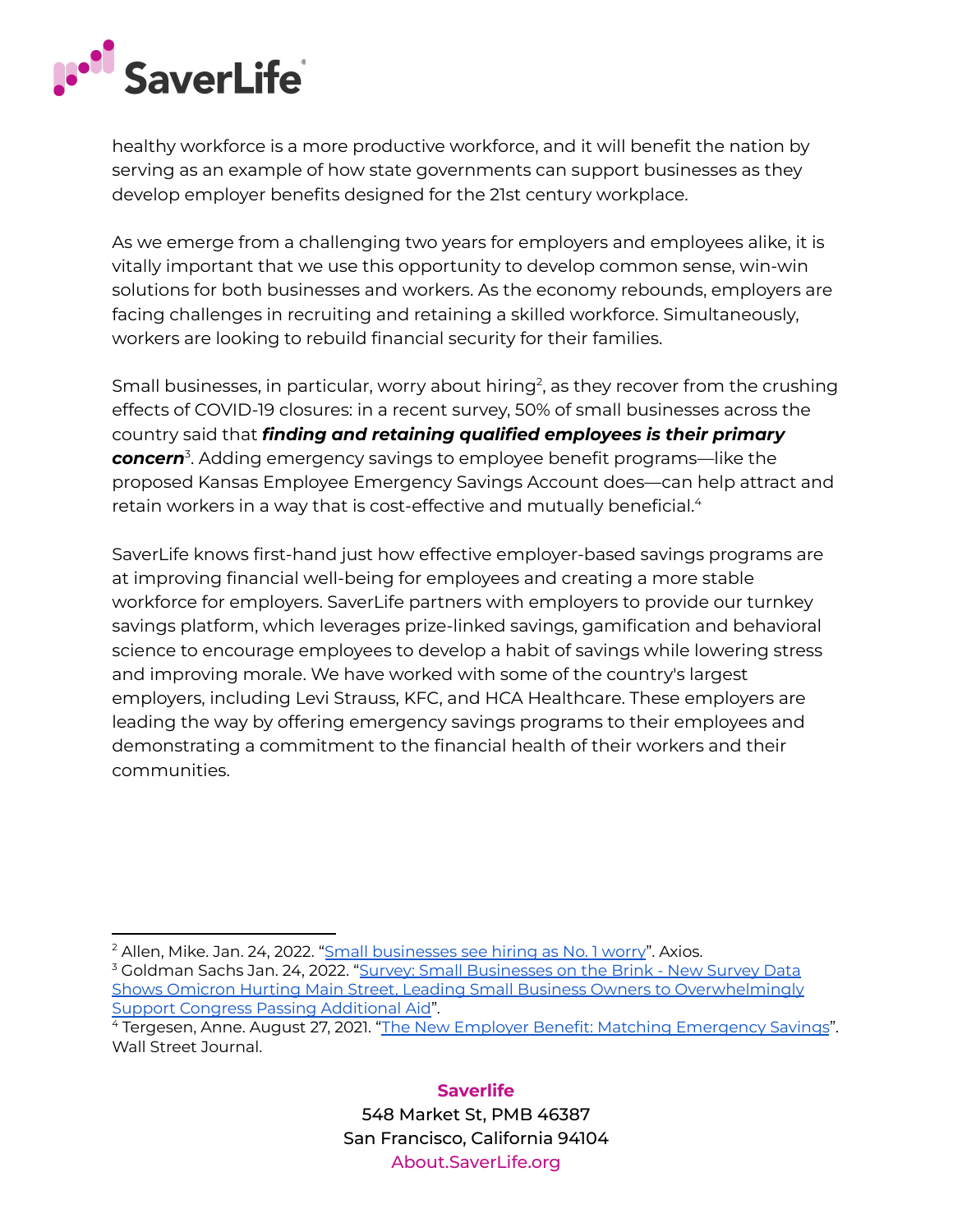healthy workforce is a more productive workforce, and it will benefit the nation by serving as an example of how state governments can support businesses as they develop employer benefits designed for the 21st century workplace.

As we emerge from a challenging two years for employers and employees alike, it is vitally important that we use this opportunity to develop common sense, win-win solutions for both businesses and workers. As the economy rebounds, employers are facing challenges in recruiting and retaining a skilled workforce. Simultaneously, workers are looking to rebuild financial security for their families.

Small businesses, in particular, worry about hiring[2], as they recover from the crushing effects of COVID-19 closures: in a recent survey, 50% of small businesses across the country said that ***finding and retaining qualified employees is their primary concern***[3]. Adding emergency savings to employee benefit programs—like the proposed Kansas Employee Emergency Savings Account does—can help attract and retain workers in a way that is cost-effective and mutually beneficial.[4]

SaverLife knows first-hand just how effective employer-based savings programs are at improving financial well-being for employees and creating a more stable workforce for employers. SaverLife partners with employers to provide our turnkey savings platform, which leverages prize-linked savings, gamification and behavioral science to encourage employees to develop a habit of savings while lowering stress and improving morale. We have worked with some of the country's largest employers, including Levi Strauss, KFC, and HCA Healthcare. These employers are leading the way by offering emergency savings programs to their employees and demonstrating a commitment to the financial health of their workers and their communities.

---

[2] Allen, Mike. Jan. 24, 2022. "Small businesses see hiring as No. 1 worry". Axios.

[3] Goldman Sachs Jan. 24, 2022. "Survey: Small Businesses on the Brink - New Survey Data Shows Omicron Hurting Main Street, Leading Small Business Owners to Overwhelmingly Support Congress Passing Additional Aid".

[4] Tergesen, Anne. August 27, 2021. "The New Employer Benefit: Matching Emergency Savings". Wall Street Journal.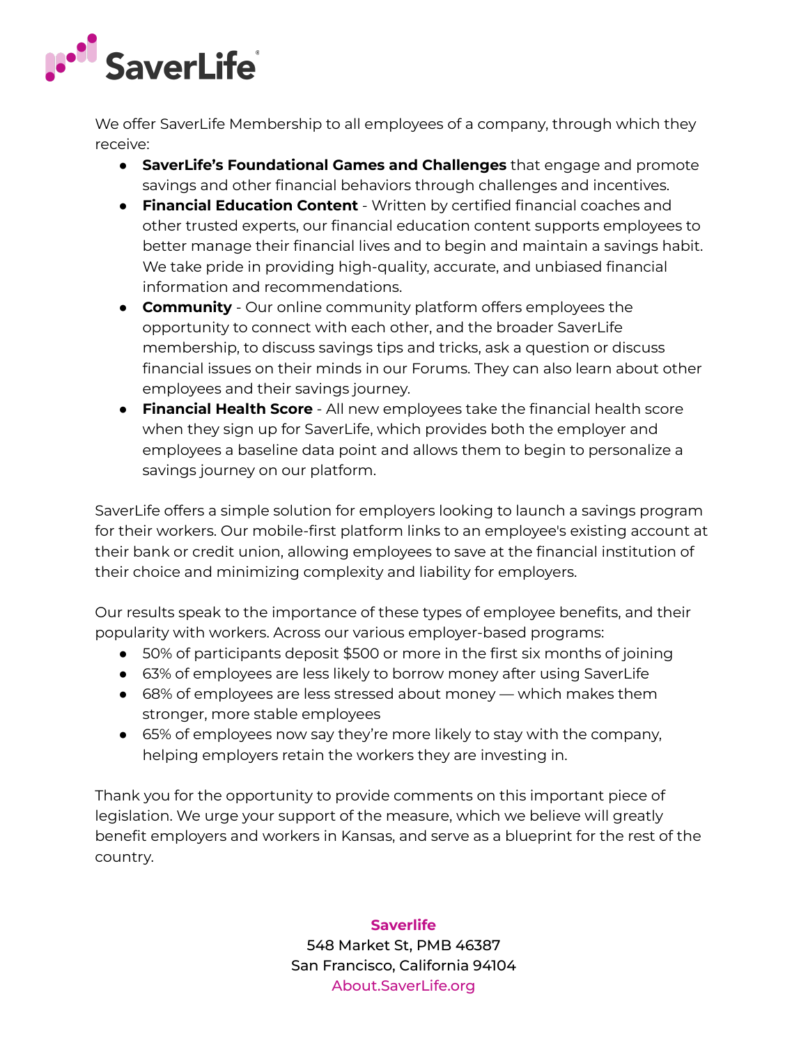SaverLife

We offer SaverLife Membership to all employees of a company, through which they receive:

- **SaverLife's Foundational Games and Challenges** that engage and promote savings and other financial behaviors through challenges and incentives.
- **Financial Education Content** - Written by certified financial coaches and other trusted experts, our financial education content supports employees to better manage their financial lives and to begin and maintain a savings habit. We take pride in providing high-quality, accurate, and unbiased financial information and recommendations.
- **Community** - Our online community platform offers employees the opportunity to connect with each other, and the broader SaverLife membership, to discuss savings tips and tricks, ask a question or discuss financial issues on their minds in our Forums. They can also learn about other employees and their savings journey.
- **Financial Health Score** - All new employees take the financial health score when they sign up for SaverLife, which provides both the employer and employees a baseline data point and allows them to begin to personalize a savings journey on our platform.

SaverLife offers a simple solution for employers looking to launch a savings program for their workers. Our mobile-first platform links to an employee's existing account at their bank or credit union, allowing employees to save at the financial institution of their choice and minimizing complexity and liability for employers.

Our results speak to the importance of these types of employee benefits, and their popularity with workers. Across our various employer-based programs:

- 50% of participants deposit $500 or more in the first six months of joining
- 63% of employees are less likely to borrow money after using SaverLife
- 68% of employees are less stressed about money — which makes them stronger, more stable employees
- 65% of employees now say they're more likely to stay with the company, helping employers retain the workers they are investing in.

Thank you for the opportunity to provide comments on this important piece of legislation. We urge your support of the measure, which we believe will greatly benefit employers and workers in Kansas, and serve as a blueprint for the rest of the country.

**Saverlife**
548 Market St, PMB 46387
San Francisco, California 94104
About.SaverLife.org